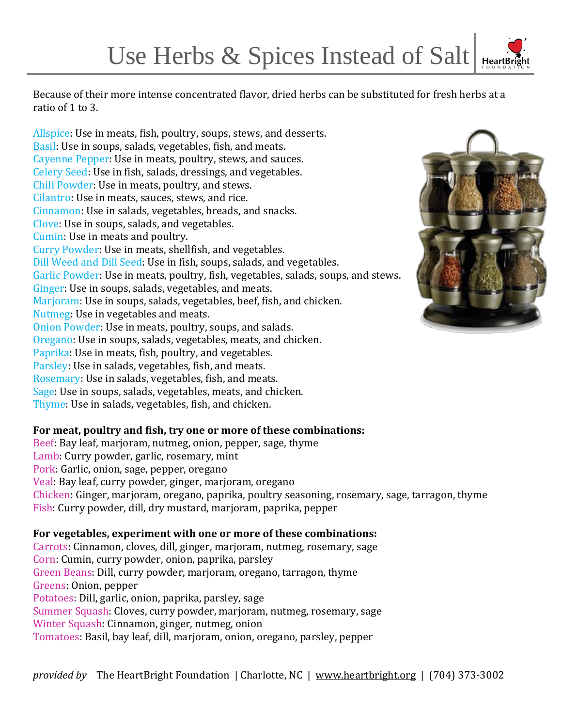# Use Herbs & Spices Instead of Salt

Because of their more intense concentrated flavor, dried herbs can be substituted for fresh herbs at a ratio of 1 to 3.

Allspice: Use in meats, fish, poultry, soups, stews, and desserts.
Basil: Use in soups, salads, vegetables, fish, and meats.
Cayenne Pepper: Use in meats, poultry, stews, and sauces.
Celery Seed: Use in fish, salads, dressings, and vegetables.
Chili Powder: Use in meats, poultry, and stews.
Cilantro: Use in meats, sauces, stews, and rice.
Cinnamon: Use in salads, vegetables, breads, and snacks.
Clove: Use in soups, salads, and vegetables.
Cumin: Use in meats and poultry.
Curry Powder: Use in meats, shellfish, and vegetables.
Dill Weed and Dill Seed: Use in fish, soups, salads, and vegetables.
Garlic Powder: Use in meats, poultry, fish, vegetables, salads, soups, and stews.
Ginger: Use in soups, salads, vegetables, and meats.
Marjoram: Use in soups, salads, vegetables, beef, fish, and chicken.
Nutmeg: Use in vegetables and meats.
Onion Powder: Use in meats, poultry, soups, and salads.
Oregano: Use in soups, salads, vegetables, meats, and chicken.
Paprika: Use in meats, fish, poultry, and vegetables.
Parsley: Use in salads, vegetables, fish, and meats.
Rosemary: Use in salads, vegetables, fish, and meats.
Sage: Use in soups, salads, vegetables, meats, and chicken.
Thyme: Use in salads, vegetables, fish, and chicken.

**For meat, poultry and fish, try one or more of these combinations:**

Beef: Bay leaf, marjoram, nutmeg, onion, pepper, sage, thyme
Lamb: Curry powder, garlic, rosemary, mint
Pork: Garlic, onion, sage, pepper, oregano
Veal: Bay leaf, curry powder, ginger, marjoram, oregano
Chicken: Ginger, marjoram, oregano, paprika, poultry seasoning, rosemary, sage, tarragon, thyme
Fish: Curry powder, dill, dry mustard, marjoram, paprika, pepper

**For vegetables, experiment with one or more of these combinations:**

Carrots: Cinnamon, cloves, dill, ginger, marjoram, nutmeg, rosemary, sage
Corn: Cumin, curry powder, onion, paprika, parsley
Green Beans: Dill, curry powder, marjoram, oregano, tarragon, thyme
Greens: Onion, pepper
Potatoes: Dill, garlic, onion, paprika, parsley, sage
Summer Squash: Cloves, curry powder, marjoram, nutmeg, rosemary, sage
Winter Squash: Cinnamon, ginger, nutmeg, onion
Tomatoes: Basil, bay leaf, dill, marjoram, onion, oregano, parsley, pepper

*provided by* The HeartBright Foundation | Charlotte, NC | www.heartbright.org | (704) 373-3002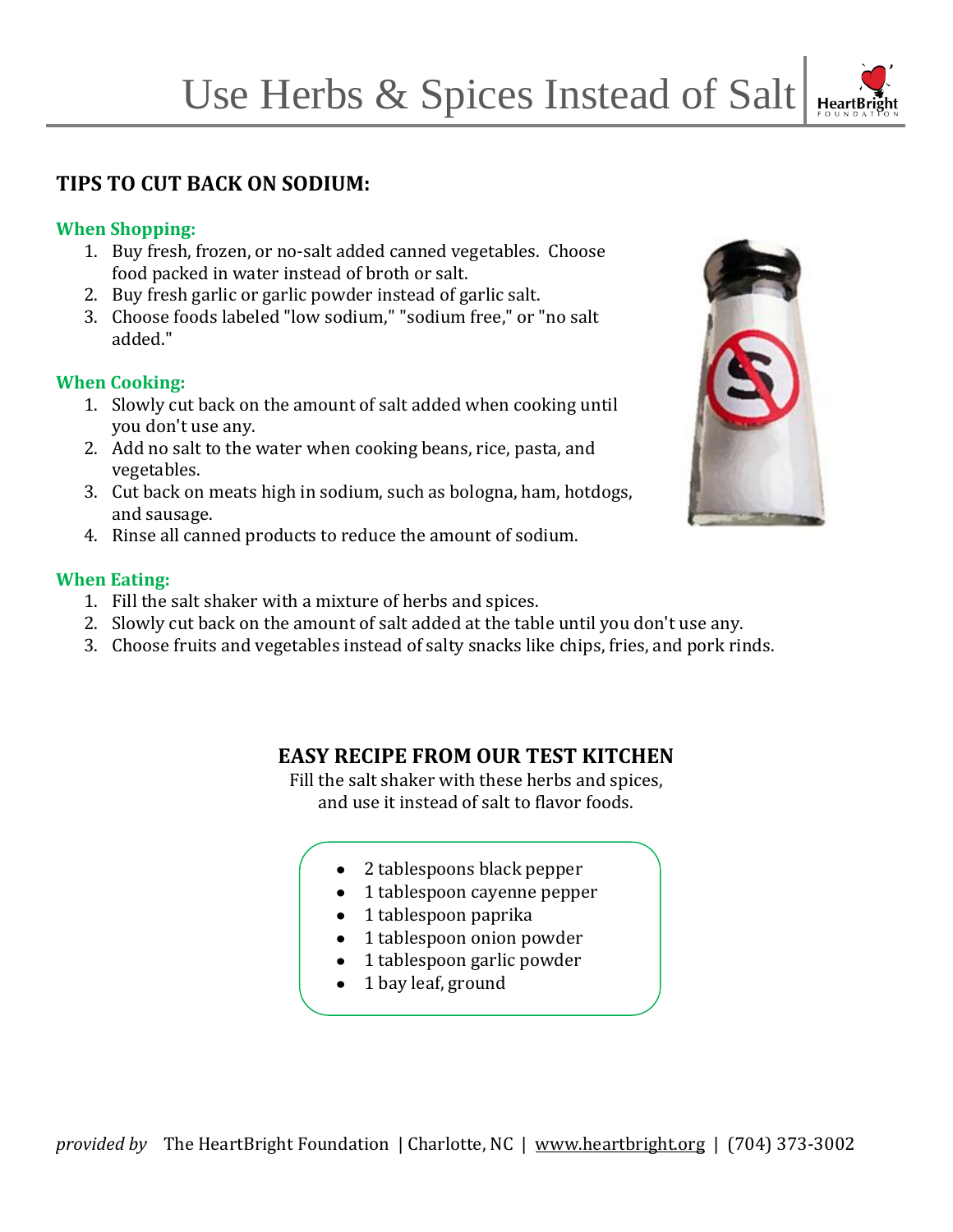# Use Herbs & Spices Instead of Salt

## TIPS TO CUT BACK ON SODIUM:

### When Shopping:

1. Buy fresh, frozen, or no-salt added canned vegetables. Choose food packed in water instead of broth or salt.
2. Buy fresh garlic or garlic powder instead of garlic salt.
3. Choose foods labeled "low sodium," "sodium free," or "no salt added."

### When Cooking:

1. Slowly cut back on the amount of salt added when cooking until you don't use any.
2. Add no salt to the water when cooking beans, rice, pasta, and vegetables.
3. Cut back on meats high in sodium, such as bologna, ham, hotdogs, and sausage.
4. Rinse all canned products to reduce the amount of sodium.

### When Eating:

1. Fill the salt shaker with a mixture of herbs and spices.
2. Slowly cut back on the amount of salt added at the table until you don't use any.
3. Choose fruits and vegetables instead of salty snacks like chips, fries, and pork rinds.

## EASY RECIPE FROM OUR TEST KITCHEN

Fill the salt shaker with these herbs and spices, and use it instead of salt to flavor foods.

- 2 tablespoons black pepper
- 1 tablespoon cayenne pepper
- 1 tablespoon paprika
- 1 tablespoon onion powder
- 1 tablespoon garlic powder
- 1 bay leaf, ground

*provided by* The HeartBright Foundation | Charlotte, NC | www.heartbright.org | (704) 373-3002